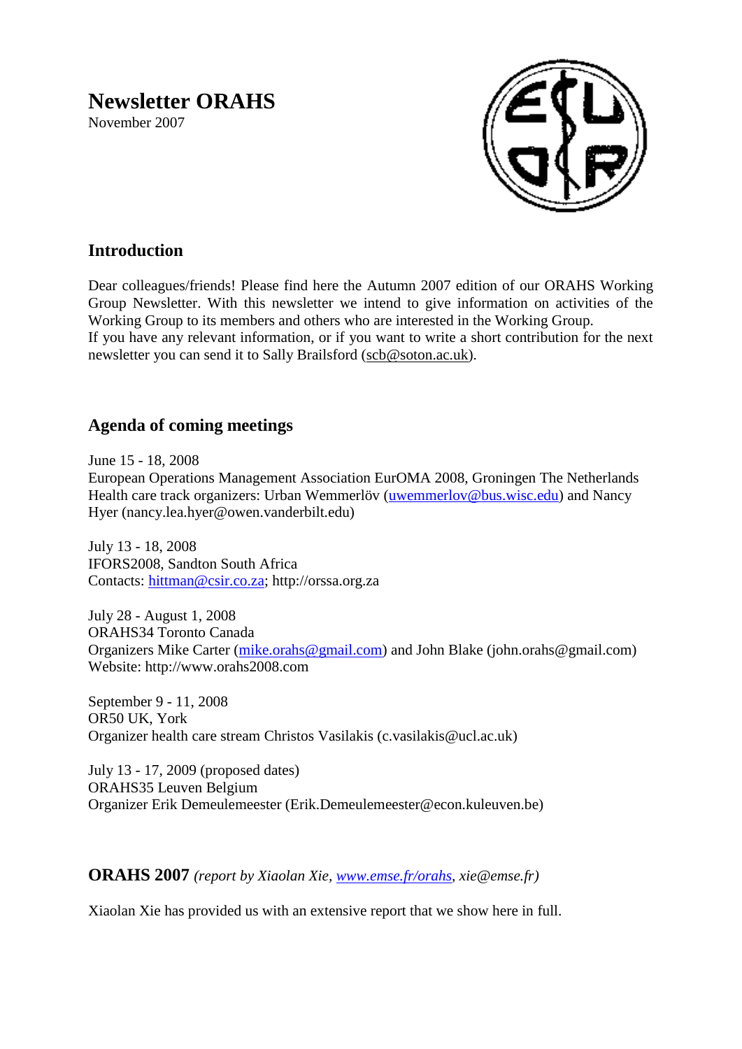# Newsletter ORAHS

November 2007

## Introduction

Dear colleagues/friends! Please find here the Autumn 2007 edition of our ORAHS Working Group Newsletter. With this newsletter we intend to give information on activities of the Working Group to its members and others who are interested in the Working Group.
If you have any relevant information, or if you want to write a short contribution for the next newsletter you can send it to Sally Brailsford (scb@soton.ac.uk).

## Agenda of coming meetings

June 15 - 18, 2008
European Operations Management Association EurOMA 2008, Groningen The Netherlands
Health care track organizers: Urban Wemmerlöv (uwemmerlov@bus.wisc.edu) and Nancy Hyer (nancy.lea.hyer@owen.vanderbilt.edu)

July 13 - 18, 2008
IFORS2008, Sandton South Africa
Contacts: hittman@csir.co.za; http://orssa.org.za

July 28 - August 1, 2008
ORAHS34 Toronto Canada
Organizers Mike Carter (mike.orahs@gmail.com) and John Blake (john.orahs@gmail.com)
Website: http://www.orahs2008.com

September 9 - 11, 2008
OR50 UK, York
Organizer health care stream Christos Vasilakis (c.vasilakis@ucl.ac.uk)

July 13 - 17, 2009 (proposed dates)
ORAHS35 Leuven Belgium
Organizer Erik Demeulemeester (Erik.Demeulemeester@econ.kuleuven.be)

## ORAHS 2007 *(report by Xiaolan Xie, www.emse.fr/orahs, xie@emse.fr)*

Xiaolan Xie has provided us with an extensive report that we show here in full.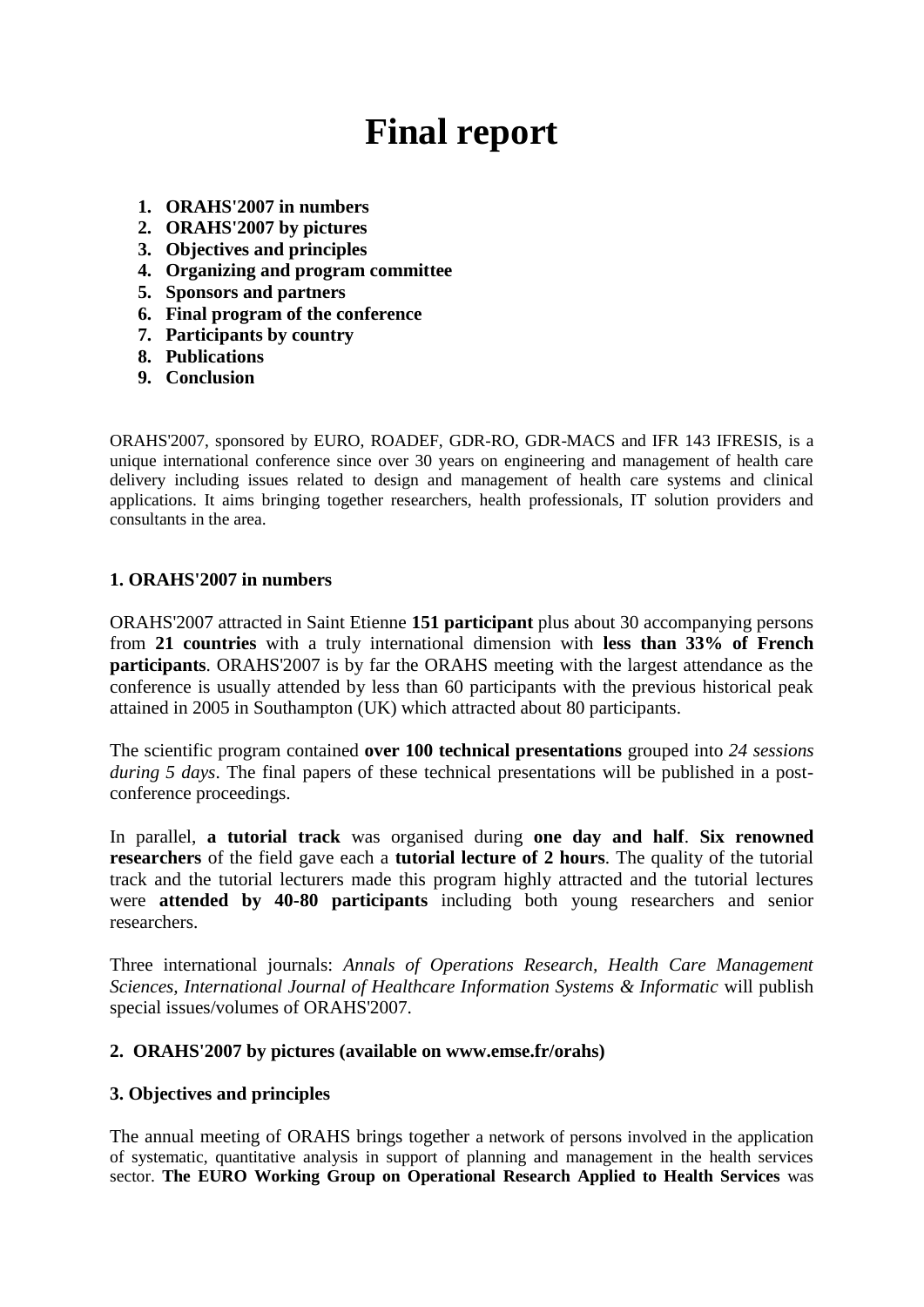# Final report

1. **ORAHS'2007 in numbers**
2. **ORAHS'2007 by pictures**
3. **Objectives and principles**
4. **Organizing and program committee**
5. **Sponsors and partners**
6. **Final program of the conference**
7. **Participants by country**
8. **Publications**
9. **Conclusion**

ORAHS'2007, sponsored by EURO, ROADEF, GDR-RO, GDR-MACS and IFR 143 IFRESIS, is a unique international conference since over 30 years on engineering and management of health care delivery including issues related to design and management of health care systems and clinical applications. It aims bringing together researchers, health professionals, IT solution providers and consultants in the area.

### 1. ORAHS'2007 in numbers

ORAHS'2007 attracted in Saint Etienne **151 participant** plus about 30 accompanying persons from **21 countries** with a truly international dimension with **less than 33% of French participants**. ORAHS'2007 is by far the ORAHS meeting with the largest attendance as the conference is usually attended by less than 60 participants with the previous historical peak attained in 2005 in Southampton (UK) which attracted about 80 participants.

The scientific program contained **over 100 technical presentations** grouped into *24 sessions during 5 days*. The final papers of these technical presentations will be published in a post-conference proceedings.

In parallel, **a tutorial track** was organised during **one day and half**. **Six renowned researchers** of the field gave each a **tutorial lecture of 2 hours**. The quality of the tutorial track and the tutorial lecturers made this program highly attracted and the tutorial lectures were **attended by 40-80 participants** including both young researchers and senior researchers.

Three international journals: *Annals of Operations Research, Health Care Management Sciences, International Journal of Healthcare Information Systems & Informatic* will publish special issues/volumes of ORAHS'2007.

### 2. ORAHS'2007 by pictures (available on www.emse.fr/orahs)

### 3. Objectives and principles

The annual meeting of ORAHS brings together a network of persons involved in the application of systematic, quantitative analysis in support of planning and management in the health services sector. **The EURO Working Group on Operational Research Applied to Health Services** was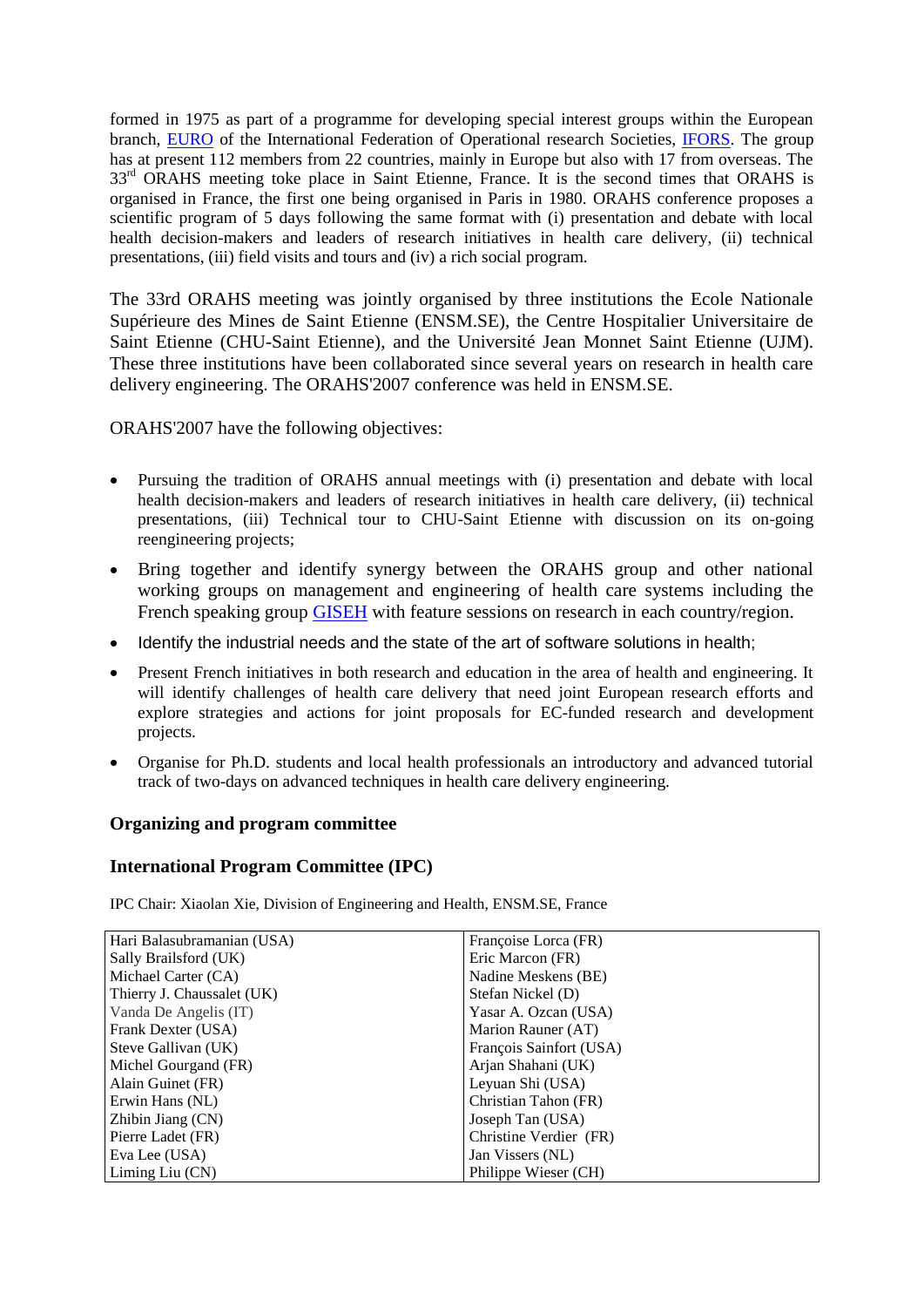formed in 1975 as part of a programme for developing special interest groups within the European branch, EURO of the International Federation of Operational research Societies, IFORS. The group has at present 112 members from 22 countries, mainly in Europe but also with 17 from overseas. The 33rd ORAHS meeting toke place in Saint Etienne, France. It is the second times that ORAHS is organised in France, the first one being organised in Paris in 1980. ORAHS conference proposes a scientific program of 5 days following the same format with (i) presentation and debate with local health decision-makers and leaders of research initiatives in health care delivery, (ii) technical presentations, (iii) field visits and tours and (iv) a rich social program.

The 33rd ORAHS meeting was jointly organised by three institutions the Ecole Nationale Supérieure des Mines de Saint Etienne (ENSM.SE), the Centre Hospitalier Universitaire de Saint Etienne (CHU-Saint Etienne), and the Université Jean Monnet Saint Etienne (UJM). These three institutions have been collaborated since several years on research in health care delivery engineering. The ORAHS'2007 conference was held in ENSM.SE.

ORAHS'2007 have the following objectives:

- Pursuing the tradition of ORAHS annual meetings with (i) presentation and debate with local health decision-makers and leaders of research initiatives in health care delivery, (ii) technical presentations, (iii) Technical tour to CHU-Saint Etienne with discussion on its on-going reengineering projects;
- Bring together and identify synergy between the ORAHS group and other national working groups on management and engineering of health care systems including the French speaking group GISEH with feature sessions on research in each country/region.
- Identify the industrial needs and the state of the art of software solutions in health;
- Present French initiatives in both research and education in the area of health and engineering. It will identify challenges of health care delivery that need joint European research efforts and explore strategies and actions for joint proposals for EC-funded research and development projects.
- Organise for Ph.D. students and local health professionals an introductory and advanced tutorial track of two-days on advanced techniques in health care delivery engineering.

### Organizing and program committee

### International Program Committee (IPC)

IPC Chair: Xiaolan Xie, Division of Engineering and Health, ENSM.SE, France

| | |
|---|---|
| Hari Balasubramanian (USA) | Françoise Lorca (FR) |
| Sally Brailsford (UK) | Eric Marcon (FR) |
| Michael Carter (CA) | Nadine Meskens (BE) |
| Thierry J. Chaussalet (UK) | Stefan Nickel (D) |
| Vanda De Angelis (IT) | Yasar A. Ozcan (USA) |
| Frank Dexter (USA) | Marion Rauner (AT) |
| Steve Gallivan (UK) | François Sainfort (USA) |
| Michel Gourgand (FR) | Arjan Shahani (UK) |
| Alain Guinet (FR) | Leyuan Shi (USA) |
| Erwin Hans (NL) | Christian Tahon (FR) |
| Zhibin Jiang (CN) | Joseph Tan (USA) |
| Pierre Ladet (FR) | Christine Verdier (FR) |
| Eva Lee (USA) | Jan Vissers (NL) |
| Liming Liu (CN) | Philippe Wieser (CH) |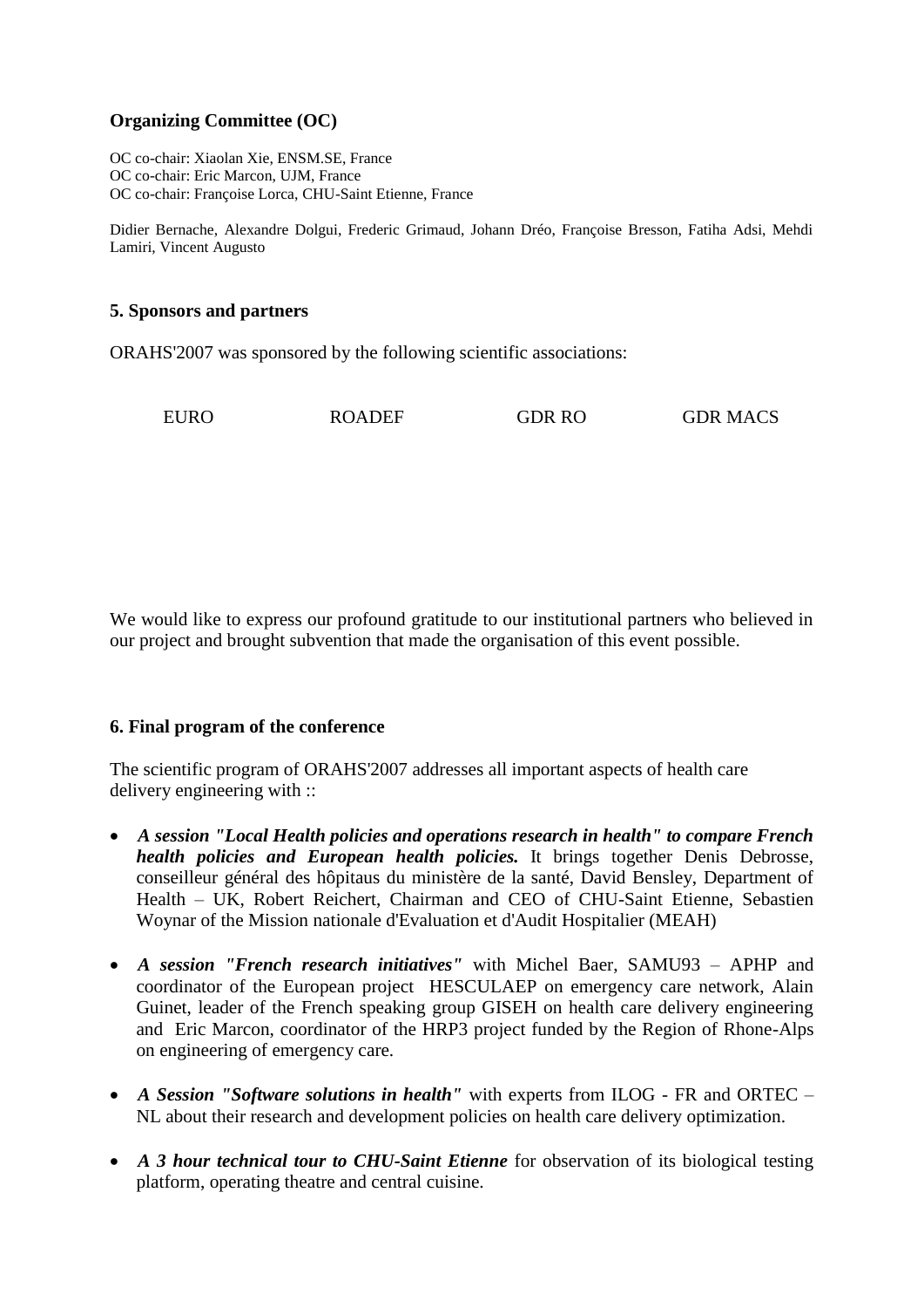**Organizing Committee (OC)**

OC co-chair: Xiaolan Xie, ENSM.SE, France
OC co-chair: Eric Marcon, UJM, France
OC co-chair: Françoise Lorca, CHU-Saint Etienne, France

Didier Bernache, Alexandre Dolgui, Frederic Grimaud, Johann Dréo, Françoise Bresson, Fatiha Adsi, Mehdi Lamiri, Vincent Augusto

### 5. Sponsors and partners

ORAHS'2007 was sponsored by the following scientific associations:

EURO ROADEF GDR RO GDR MACS

We would like to express our profound gratitude to our institutional partners who believed in our project and brought subvention that made the organisation of this event possible.

### 6. Final program of the conference

The scientific program of ORAHS'2007 addresses all important aspects of health care delivery engineering with ::

- ***A session "Local Health policies and operations research in health" to compare French health policies and European health policies.*** It brings together Denis Debrosse, conseilleur général des hôpitaus du ministère de la santé, David Bensley, Department of Health – UK, Robert Reichert, Chairman and CEO of CHU-Saint Etienne, Sebastien Woynar of the Mission nationale d'Evaluation et d'Audit Hospitalier (MEAH)
- ***A session "French research initiatives"*** with Michel Baer, SAMU93 – APHP and coordinator of the European project HESCULAEP on emergency care network, Alain Guinet, leader of the French speaking group GISEH on health care delivery engineering and Eric Marcon, coordinator of the HRP3 project funded by the Region of Rhone-Alps on engineering of emergency care.
- ***A Session "Software solutions in health"*** with experts from ILOG - FR and ORTEC – NL about their research and development policies on health care delivery optimization.
- ***A 3 hour technical tour to CHU-Saint Etienne*** for observation of its biological testing platform, operating theatre and central cuisine.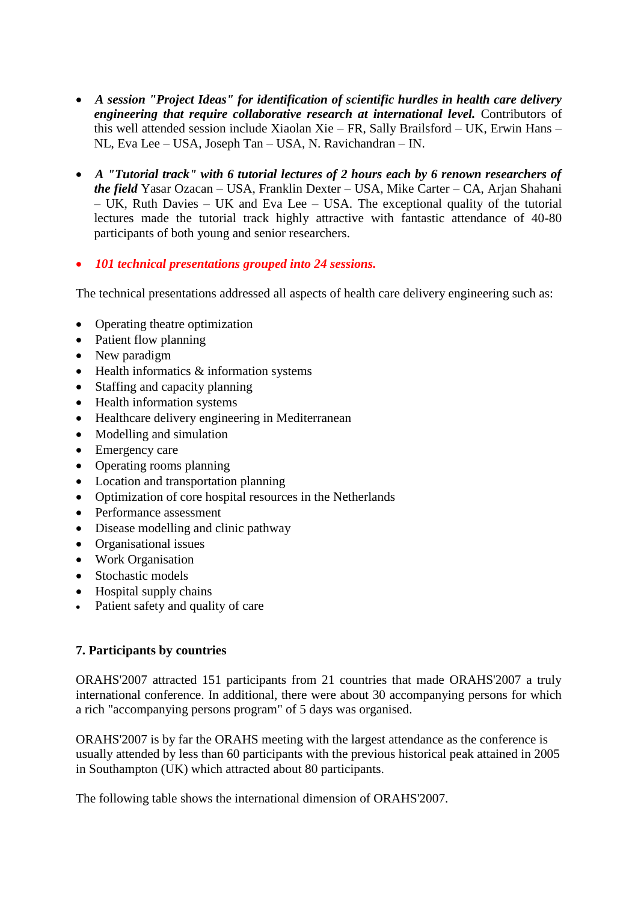- ***A session "Project Ideas" for identification of scientific hurdles in health care delivery engineering that require collaborative research at international level.*** Contributors of this well attended session include Xiaolan Xie – FR, Sally Brailsford – UK, Erwin Hans – NL, Eva Lee – USA, Joseph Tan – USA, N. Ravichandran – IN.

- ***A "Tutorial track" with 6 tutorial lectures of 2 hours each by 6 renown researchers of the field*** Yasar Ozacan – USA, Franklin Dexter – USA, Mike Carter – CA, Arjan Shahani – UK, Ruth Davies – UK and Eva Lee – USA. The exceptional quality of the tutorial lectures made the tutorial track highly attractive with fantastic attendance of 40-80 participants of both young and senior researchers.

- ***101 technical presentations grouped into 24 sessions.***

The technical presentations addressed all aspects of health care delivery engineering such as:

- Operating theatre optimization
- Patient flow planning
- New paradigm
- Health informatics & information systems
- Staffing and capacity planning
- Health information systems
- Healthcare delivery engineering in Mediterranean
- Modelling and simulation
- Emergency care
- Operating rooms planning
- Location and transportation planning
- Optimization of core hospital resources in the Netherlands
- Performance assessment
- Disease modelling and clinic pathway
- Organisational issues
- Work Organisation
- Stochastic models
- Hospital supply chains
- Patient safety and quality of care

**7. Participants by countries**

ORAHS'2007 attracted 151 participants from 21 countries that made ORAHS'2007 a truly international conference. In additional, there were about 30 accompanying persons for which a rich "accompanying persons program" of 5 days was organised.

ORAHS'2007 is by far the ORAHS meeting with the largest attendance as the conference is usually attended by less than 60 participants with the previous historical peak attained in 2005 in Southampton (UK) which attracted about 80 participants.

The following table shows the international dimension of ORAHS'2007.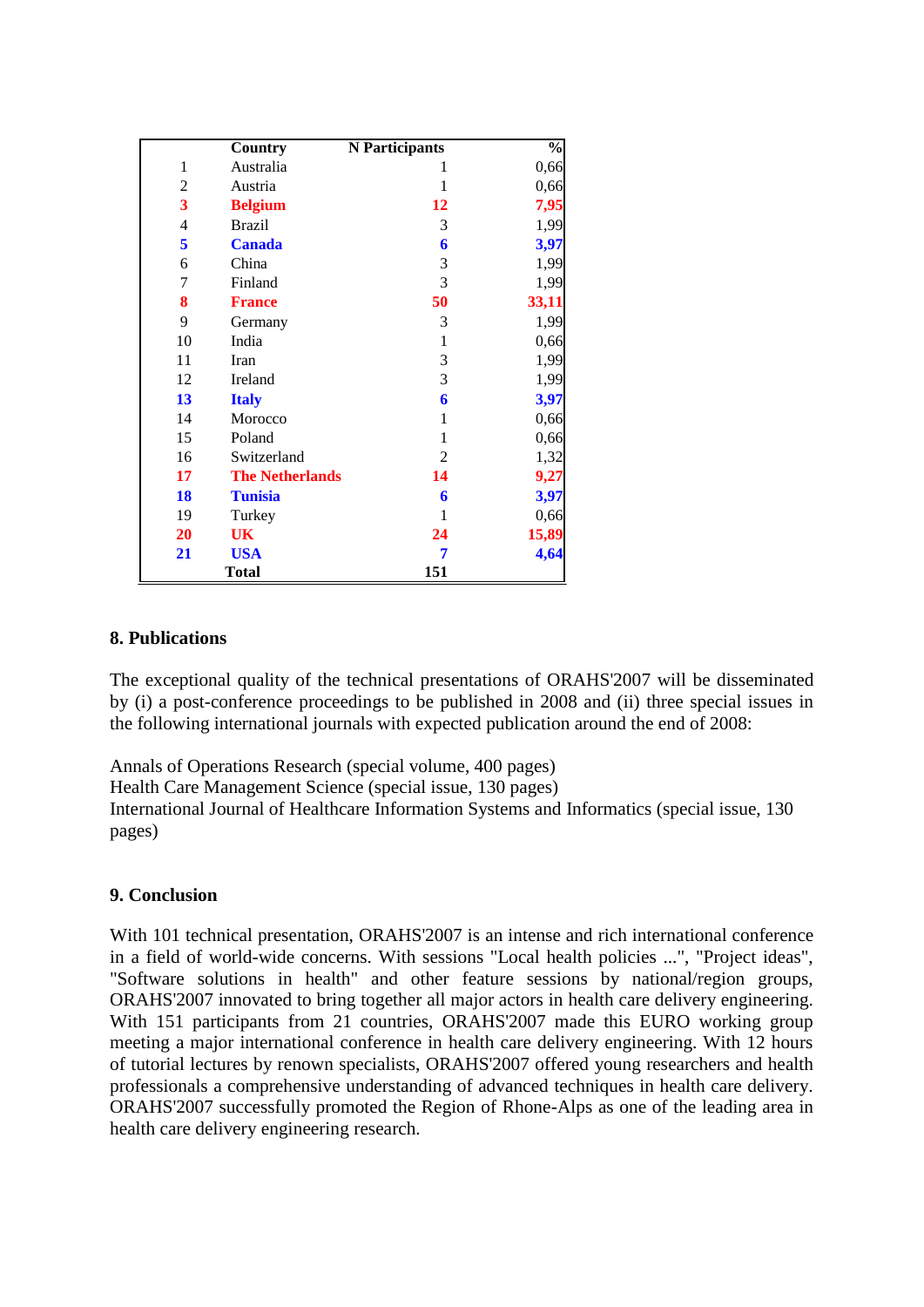| | Country | N Participants | % |
|---|---|---|---|
| 1 | Australia | 1 | 0,66 |
| 2 | Austria | 1 | 0,66 |
| **3** | **Belgium** | **12** | **7,95** |
| 4 | Brazil | 3 | 1,99 |
| **5** | **Canada** | **6** | **3,97** |
| 6 | China | 3 | 1,99 |
| 7 | Finland | 3 | 1,99 |
| **8** | **France** | **50** | **33,11** |
| 9 | Germany | 3 | 1,99 |
| 10 | India | 1 | 0,66 |
| 11 | Iran | 3 | 1,99 |
| 12 | Ireland | 3 | 1,99 |
| **13** | **Italy** | **6** | **3,97** |
| 14 | Morocco | 1 | 0,66 |
| 15 | Poland | 1 | 0,66 |
| 16 | Switzerland | 2 | 1,32 |
| **17** | **The Netherlands** | **14** | **9,27** |
| **18** | **Tunisia** | **6** | **3,97** |
| 19 | Turkey | 1 | 0,66 |
| **20** | **UK** | **24** | **15,89** |
| **21** | **USA** | **7** | **4,64** |
| | **Total** | **151** | |

## 8. Publications

The exceptional quality of the technical presentations of ORAHS'2007 will be disseminated by (i) a post-conference proceedings to be published in 2008 and (ii) three special issues in the following international journals with expected publication around the end of 2008:

Annals of Operations Research (special volume, 400 pages)
Health Care Management Science (special issue, 130 pages)
International Journal of Healthcare Information Systems and Informatics (special issue, 130 pages)

## 9. Conclusion

With 101 technical presentation, ORAHS'2007 is an intense and rich international conference in a field of world-wide concerns. With sessions "Local health policies ...", "Project ideas", "Software solutions in health" and other feature sessions by national/region groups, ORAHS'2007 innovated to bring together all major actors in health care delivery engineering. With 151 participants from 21 countries, ORAHS'2007 made this EURO working group meeting a major international conference in health care delivery engineering. With 12 hours of tutorial lectures by renown specialists, ORAHS'2007 offered young researchers and health professionals a comprehensive understanding of advanced techniques in health care delivery. ORAHS'2007 successfully promoted the Region of Rhone-Alps as one of the leading area in health care delivery engineering research.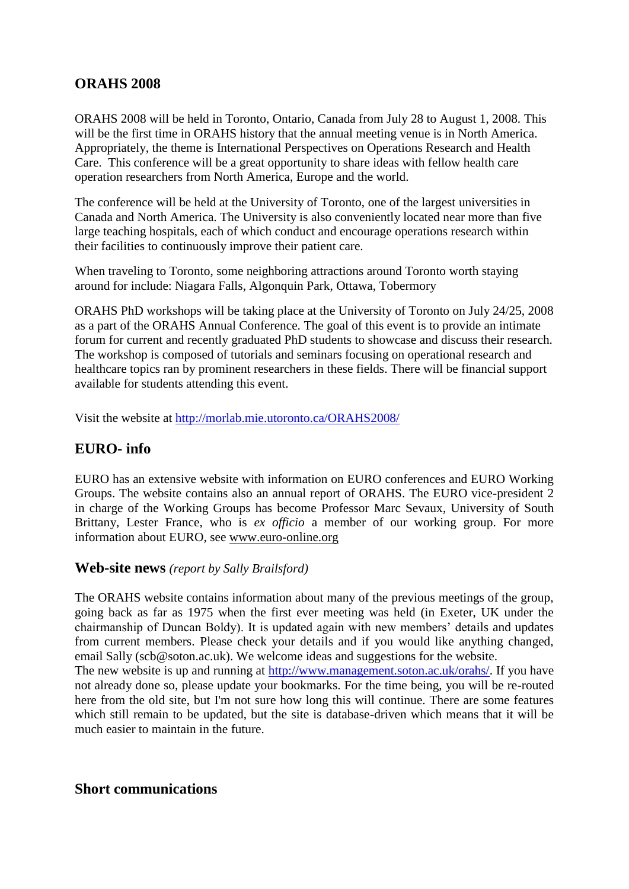## ORAHS 2008

ORAHS 2008 will be held in Toronto, Ontario, Canada from July 28 to August 1, 2008. This will be the first time in ORAHS history that the annual meeting venue is in North America. Appropriately, the theme is International Perspectives on Operations Research and Health Care. This conference will be a great opportunity to share ideas with fellow health care operation researchers from North America, Europe and the world.

The conference will be held at the University of Toronto, one of the largest universities in Canada and North America. The University is also conveniently located near more than five large teaching hospitals, each of which conduct and encourage operations research within their facilities to continuously improve their patient care.

When traveling to Toronto, some neighboring attractions around Toronto worth staying around for include: Niagara Falls, Algonquin Park, Ottawa, Tobermory

ORAHS PhD workshops will be taking place at the University of Toronto on July 24/25, 2008 as a part of the ORAHS Annual Conference. The goal of this event is to provide an intimate forum for current and recently graduated PhD students to showcase and discuss their research. The workshop is composed of tutorials and seminars focusing on operational research and healthcare topics ran by prominent researchers in these fields. There will be financial support available for students attending this event.

Visit the website at http://morlab.mie.utoronto.ca/ORAHS2008/

## EURO- info

EURO has an extensive website with information on EURO conferences and EURO Working Groups. The website contains also an annual report of ORAHS. The EURO vice-president 2 in charge of the Working Groups has become Professor Marc Sevaux, University of South Brittany, Lester France, who is *ex officio* a member of our working group. For more information about EURO, see www.euro-online.org

### Web-site news *(report by Sally Brailsford)*

The ORAHS website contains information about many of the previous meetings of the group, going back as far as 1975 when the first ever meeting was held (in Exeter, UK under the chairmanship of Duncan Boldy). It is updated again with new members' details and updates from current members. Please check your details and if you would like anything changed, email Sally (scb@soton.ac.uk). We welcome ideas and suggestions for the website.
The new website is up and running at http://www.management.soton.ac.uk/orahs/. If you have not already done so, please update your bookmarks. For the time being, you will be re-routed here from the old site, but I'm not sure how long this will continue. There are some features which still remain to be updated, but the site is database-driven which means that it will be much easier to maintain in the future.

## Short communications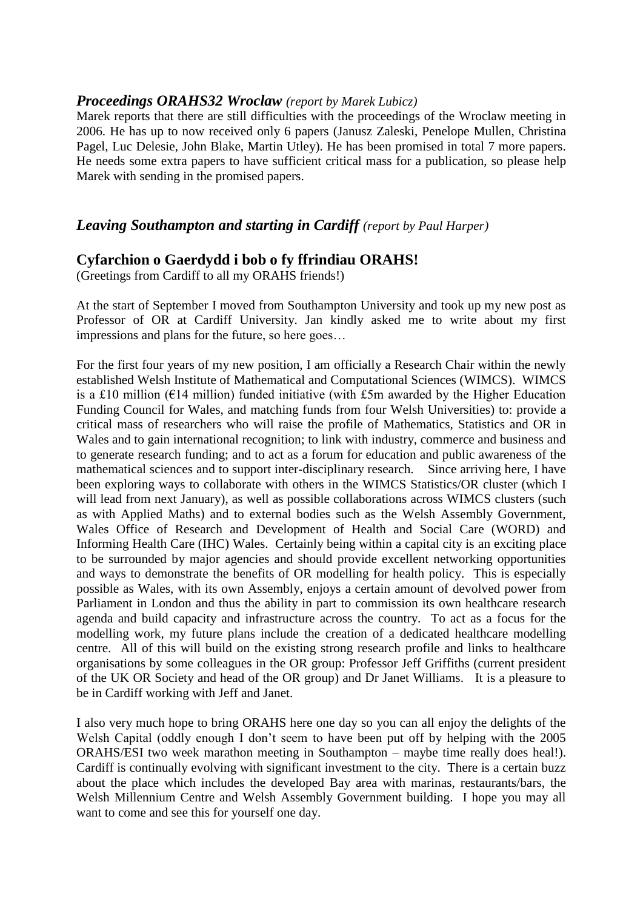### *Proceedings ORAHS32 Wroclaw* *(report by Marek Lubicz)*

Marek reports that there are still difficulties with the proceedings of the Wroclaw meeting in 2006. He has up to now received only 6 papers (Janusz Zaleski, Penelope Mullen, Christina Pagel, Luc Delesie, John Blake, Martin Utley). He has been promised in total 7 more papers. He needs some extra papers to have sufficient critical mass for a publication, so please help Marek with sending in the promised papers.

### *Leaving Southampton and starting in Cardiff* *(report by Paul Harper)*

## Cyfarchion o Gaerdydd i bob o fy ffrindiau ORAHS!

(Greetings from Cardiff to all my ORAHS friends!)

At the start of September I moved from Southampton University and took up my new post as Professor of OR at Cardiff University. Jan kindly asked me to write about my first impressions and plans for the future, so here goes…

For the first four years of my new position, I am officially a Research Chair within the newly established Welsh Institute of Mathematical and Computational Sciences (WIMCS). WIMCS is a £10 million (€14 million) funded initiative (with £5m awarded by the Higher Education Funding Council for Wales, and matching funds from four Welsh Universities) to: provide a critical mass of researchers who will raise the profile of Mathematics, Statistics and OR in Wales and to gain international recognition; to link with industry, commerce and business and to generate research funding; and to act as a forum for education and public awareness of the mathematical sciences and to support inter-disciplinary research. Since arriving here, I have been exploring ways to collaborate with others in the WIMCS Statistics/OR cluster (which I will lead from next January), as well as possible collaborations across WIMCS clusters (such as with Applied Maths) and to external bodies such as the Welsh Assembly Government, Wales Office of Research and Development of Health and Social Care (WORD) and Informing Health Care (IHC) Wales. Certainly being within a capital city is an exciting place to be surrounded by major agencies and should provide excellent networking opportunities and ways to demonstrate the benefits of OR modelling for health policy. This is especially possible as Wales, with its own Assembly, enjoys a certain amount of devolved power from Parliament in London and thus the ability in part to commission its own healthcare research agenda and build capacity and infrastructure across the country. To act as a focus for the modelling work, my future plans include the creation of a dedicated healthcare modelling centre. All of this will build on the existing strong research profile and links to healthcare organisations by some colleagues in the OR group: Professor Jeff Griffiths (current president of the UK OR Society and head of the OR group) and Dr Janet Williams. It is a pleasure to be in Cardiff working with Jeff and Janet.

I also very much hope to bring ORAHS here one day so you can all enjoy the delights of the Welsh Capital (oddly enough I don't seem to have been put off by helping with the 2005 ORAHS/ESI two week marathon meeting in Southampton – maybe time really does heal!). Cardiff is continually evolving with significant investment to the city. There is a certain buzz about the place which includes the developed Bay area with marinas, restaurants/bars, the Welsh Millennium Centre and Welsh Assembly Government building. I hope you may all want to come and see this for yourself one day.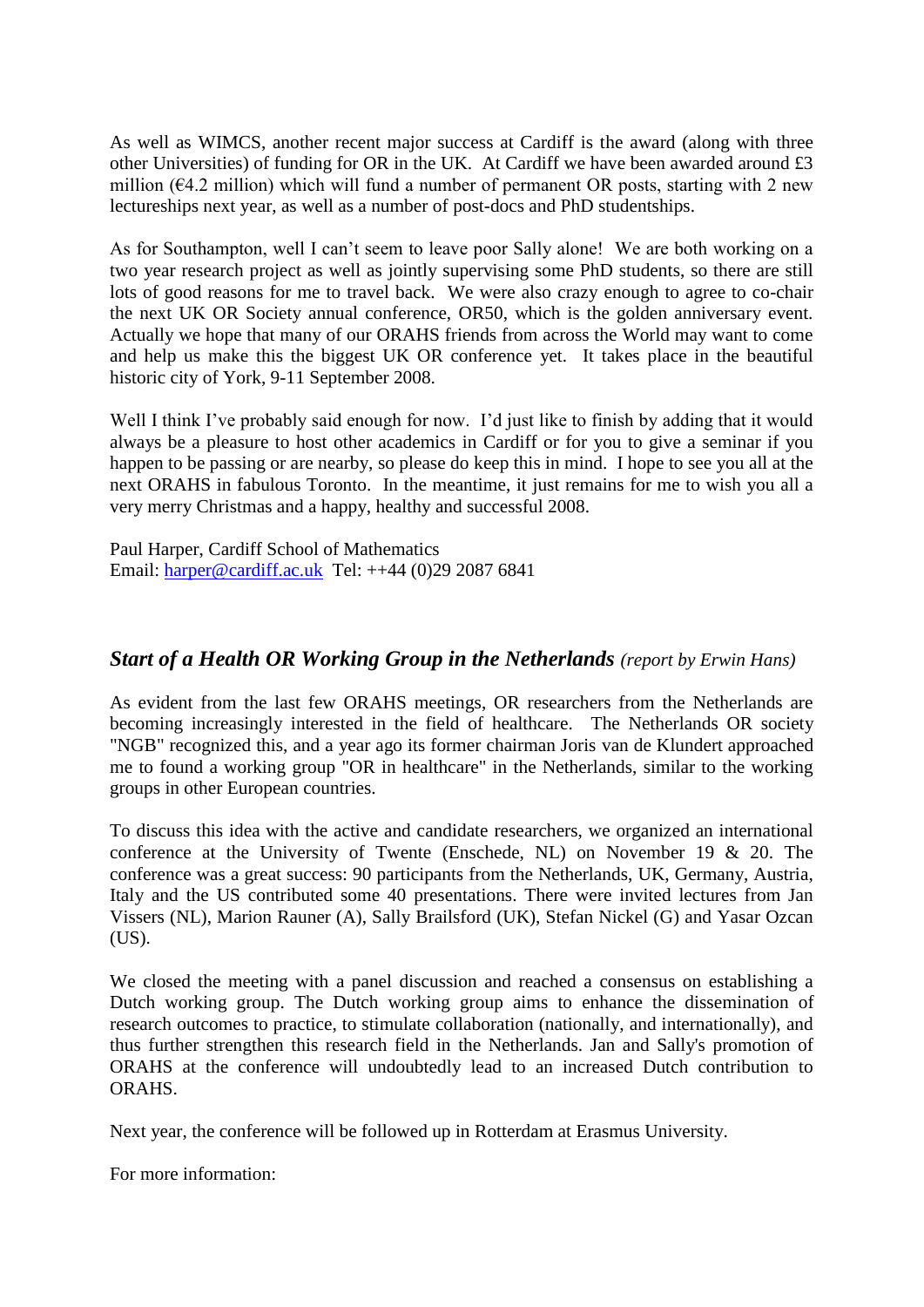As well as WIMCS, another recent major success at Cardiff is the award (along with three other Universities) of funding for OR in the UK. At Cardiff we have been awarded around £3 million (€4.2 million) which will fund a number of permanent OR posts, starting with 2 new lectureships next year, as well as a number of post-docs and PhD studentships.

As for Southampton, well I can't seem to leave poor Sally alone! We are both working on a two year research project as well as jointly supervising some PhD students, so there are still lots of good reasons for me to travel back. We were also crazy enough to agree to co-chair the next UK OR Society annual conference, OR50, which is the golden anniversary event. Actually we hope that many of our ORAHS friends from across the World may want to come and help us make this the biggest UK OR conference yet. It takes place in the beautiful historic city of York, 9-11 September 2008.

Well I think I've probably said enough for now. I'd just like to finish by adding that it would always be a pleasure to host other academics in Cardiff or for you to give a seminar if you happen to be passing or are nearby, so please do keep this in mind. I hope to see you all at the next ORAHS in fabulous Toronto. In the meantime, it just remains for me to wish you all a very merry Christmas and a happy, healthy and successful 2008.

Paul Harper, Cardiff School of Mathematics
Email: [harper@cardiff.ac.uk](mailto:harper@cardiff.ac.uk) Tel: ++44 (0)29 2087 6841

## *Start of a Health OR Working Group in the Netherlands* *(report by Erwin Hans)*

As evident from the last few ORAHS meetings, OR researchers from the Netherlands are becoming increasingly interested in the field of healthcare. The Netherlands OR society "NGB" recognized this, and a year ago its former chairman Joris van de Klundert approached me to found a working group "OR in healthcare" in the Netherlands, similar to the working groups in other European countries.

To discuss this idea with the active and candidate researchers, we organized an international conference at the University of Twente (Enschede, NL) on November 19 & 20. The conference was a great success: 90 participants from the Netherlands, UK, Germany, Austria, Italy and the US contributed some 40 presentations. There were invited lectures from Jan Vissers (NL), Marion Rauner (A), Sally Brailsford (UK), Stefan Nickel (G) and Yasar Ozcan (US).

We closed the meeting with a panel discussion and reached a consensus on establishing a Dutch working group. The Dutch working group aims to enhance the dissemination of research outcomes to practice, to stimulate collaboration (nationally, and internationally), and thus further strengthen this research field in the Netherlands. Jan and Sally's promotion of ORAHS at the conference will undoubtedly lead to an increased Dutch contribution to ORAHS.

Next year, the conference will be followed up in Rotterdam at Erasmus University.

For more information: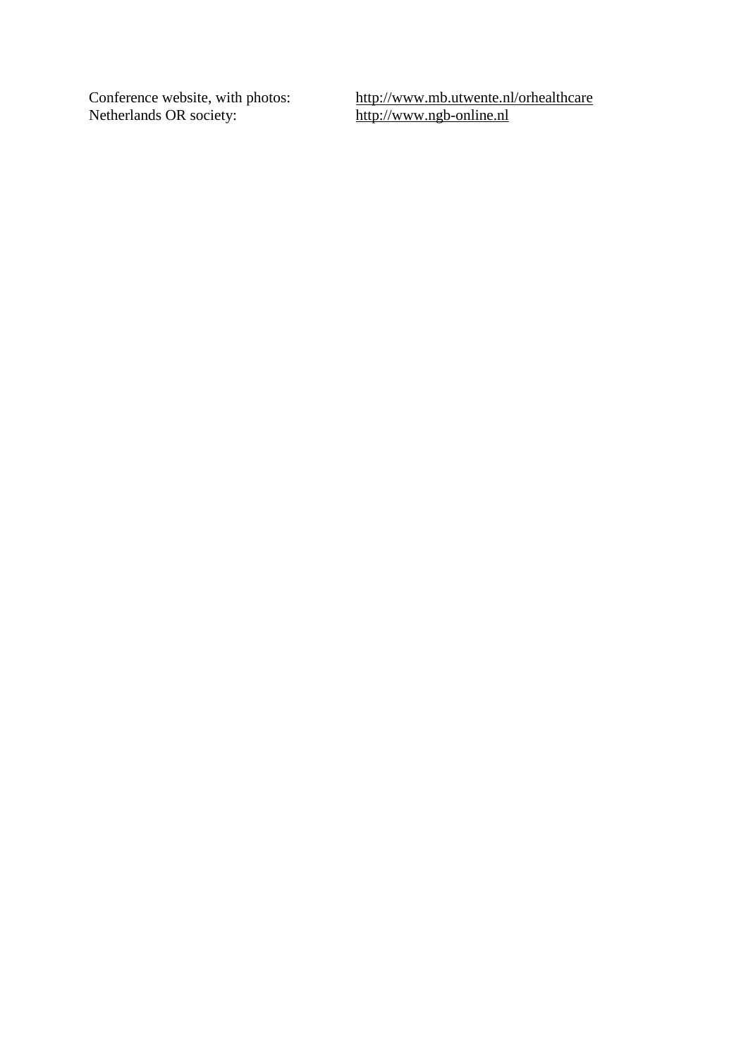| | |
|---|---|
| Conference website, with photos: | http://www.mb.utwente.nl/orhealthcare |
| Netherlands OR society: | http://www.ngb-online.nl |